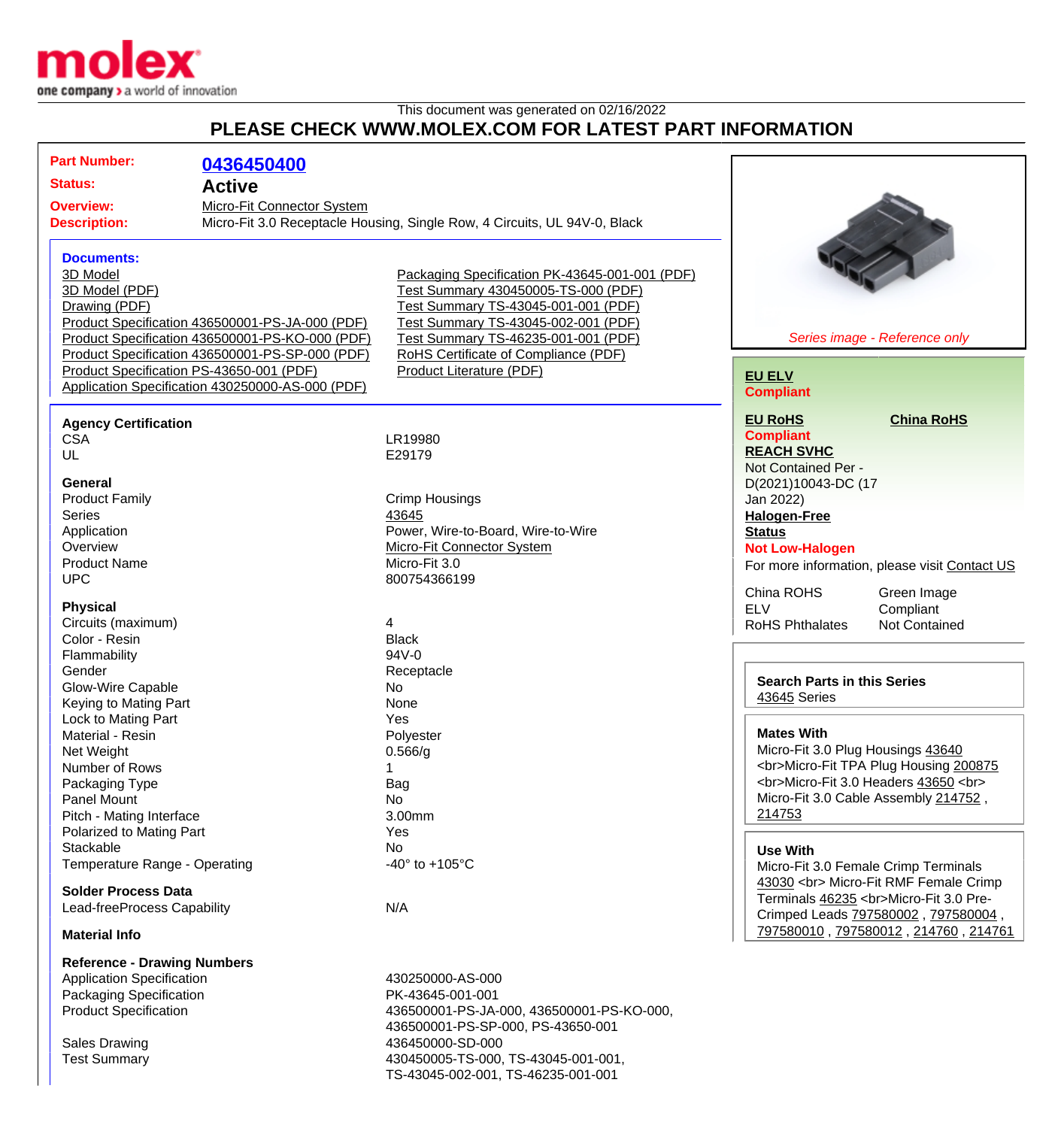This document was generated on 02/16/2022

# PLEASE CHECK WWW.MOLEX.COM FOR LATEST PART INFORMATION

| | |
|---|---|
| **Part Number:** | **0436450400** |
| **Status:** | **Active** |
| **Overview:** | Micro-Fit Connector System |
| **Description:** | Micro-Fit 3.0 Receptacle Housing, Single Row, 4 Circuits, UL 94V-0, Black |

### Documents:

- 3D Model
- 3D Model (PDF)
- Drawing (PDF)
- Product Specification 436500001-PS-JA-000 (PDF)
- Product Specification 436500001-PS-KO-000 (PDF)
- Product Specification 436500001-PS-SP-000 (PDF)
- Product Specification PS-43650-001 (PDF)
- Application Specification 430250000-AS-000 (PDF)
- Packaging Specification PK-43645-001-001 (PDF)
- Test Summary 430450005-TS-000 (PDF)
- Test Summary TS-43045-001-001 (PDF)
- Test Summary TS-43045-002-001 (PDF)
- Test Summary TS-46235-001-001 (PDF)
- RoHS Certificate of Compliance (PDF)
- Product Literature (PDF)

*Series image - Reference only*

### Agency Certification

| | |
|---|---|
| CSA | LR19980 |
| UL | E29179 |

### General

| | |
|---|---|
| Product Family | Crimp Housings |
| Series | 43645 |
| Application | Power, Wire-to-Board, Wire-to-Wire |
| Overview | Micro-Fit Connector System |
| Product Name | Micro-Fit 3.0 |
| UPC | 800754366199 |

### Physical

| | |
|---|---|
| Circuits (maximum) | 4 |
| Color - Resin | Black |
| Flammability | 94V-0 |
| Gender | Receptacle |
| Glow-Wire Capable | No |
| Keying to Mating Part | None |
| Lock to Mating Part | Yes |
| Material - Resin | Polyester |
| Net Weight | 0.566/g |
| Number of Rows | 1 |
| Packaging Type | Bag |
| Panel Mount | No |
| Pitch - Mating Interface | 3.00mm |
| Polarized to Mating Part | Yes |
| Stackable | No |
| Temperature Range - Operating | -40° to +105°C |

### Solder Process Data

| | |
|---|---|
| Lead-freeProcess Capability | N/A |

### Material Info

### Reference - Drawing Numbers

| | |
|---|---|
| Application Specification | 430250000-AS-000 |
| Packaging Specification | PK-43645-001-001 |
| Product Specification | 436500001-PS-JA-000, 436500001-PS-KO-000, 436500001-PS-SP-000, PS-43650-001 |
| Sales Drawing | 436450000-SD-000 |
| Test Summary | 430450005-TS-000, TS-43045-001-001, TS-43045-002-001, TS-46235-001-001 |

**EU ELV**
**Compliant**

**EU RoHS** **China RoHS**
**Compliant**

**REACH SVHC**
Not Contained Per - D(2021)10043-DC (17 Jan 2022)

**Halogen-Free Status**
**Not Low-Halogen**

For more information, please visit Contact US

| | |
|---|---|
| China ROHS | Green Image |
| ELV | Compliant |
| RoHS Phthalates | Not Contained |

**Search Parts in this Series**
43645 Series

**Mates With**
Micro-Fit 3.0 Plug Housings 43640 <br>Micro-Fit TPA Plug Housing 200875 <br>Micro-Fit 3.0 Headers 43650 <br> Micro-Fit 3.0 Cable Assembly 214752 , 214753

**Use With**
Micro-Fit 3.0 Female Crimp Terminals 43030 <br> Micro-Fit RMF Female Crimp Terminals 46235 <br>Micro-Fit 3.0 Pre-Crimped Leads 797580002 , 797580004 , 797580010 , 797580012 , 214760 , 214761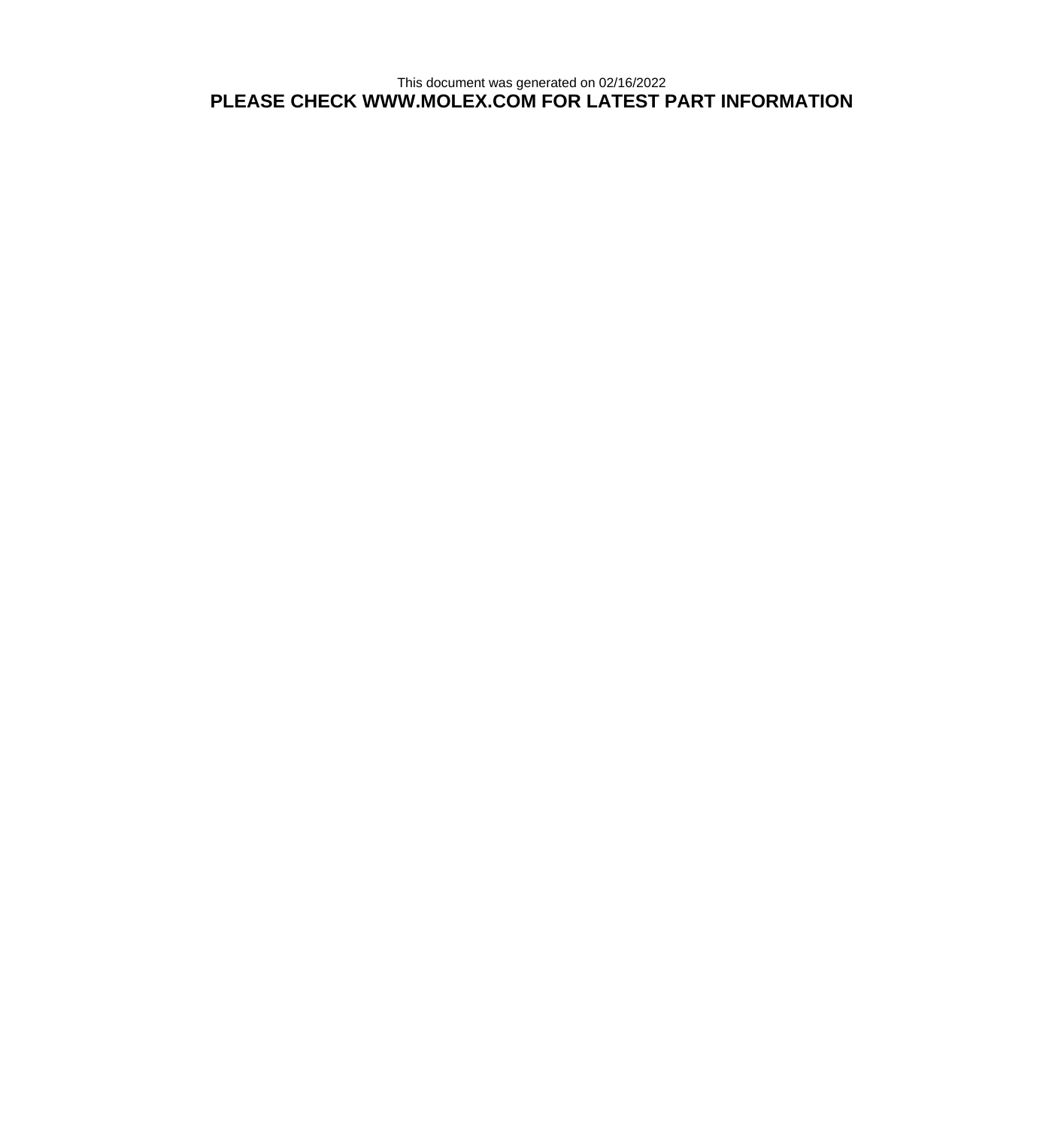This document was generated on 02/16/2022

**PLEASE CHECK WWW.MOLEX.COM FOR LATEST PART INFORMATION**